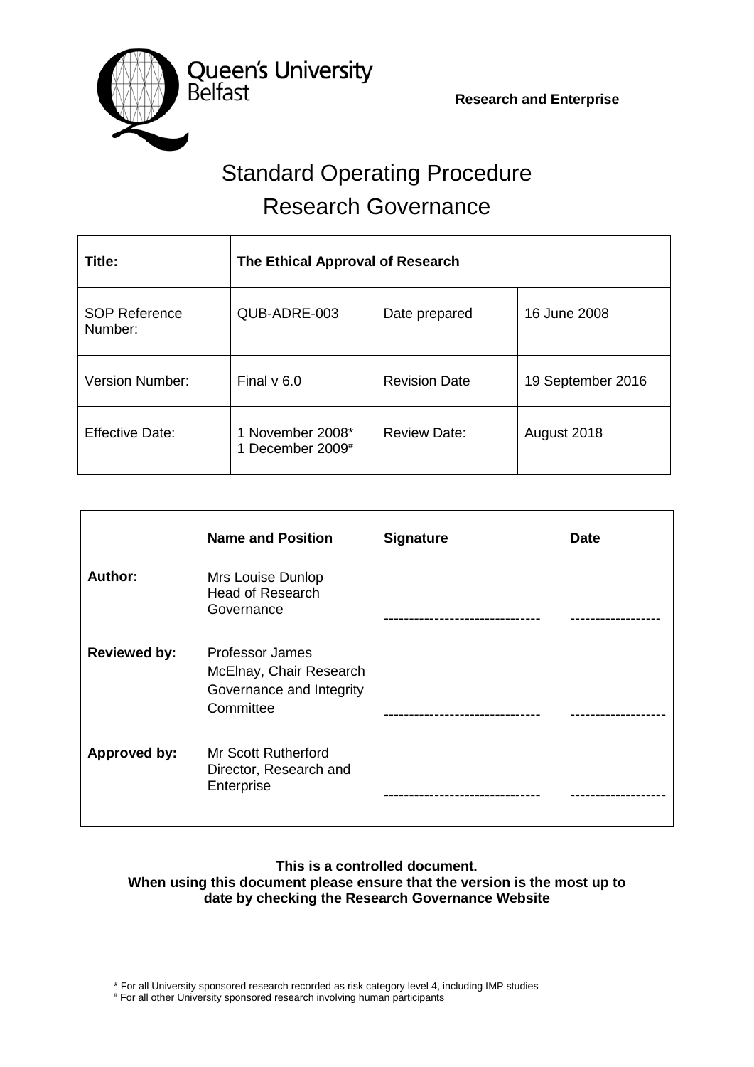Queen's University Belfast

**Research and Enterprise**

# Standard Operating Procedure
# Research Governance

| **Title:** | **The Ethical Approval of Research** | | |
|---|---|---|---|
| SOP Reference Number: | QUB-ADRE-003 | Date prepared | 16 June 2008 |
| Version Number: | Final v 6.0 | Revision Date | 19 September 2016 |
| Effective Date: | 1 November 2008*<br>1 December 2009# | Review Date: | August 2018 |

| | **Name and Position** | **Signature** | **Date** |
|---|---|---|---|
| **Author:** | Mrs Louise Dunlop<br>Head of Research Governance | ------------------------------ | ----------------- |
| **Reviewed by:** | Professor James McElnay, Chair Research Governance and Integrity Committee | ------------------------------ | ------------------ |
| **Approved by:** | Mr Scott Rutherford<br>Director, Research and Enterprise | ------------------------------ | ------------------ |

**This is a controlled document.**
**When using this document please ensure that the version is the most up to date by checking the Research Governance Website**

\* For all University sponsored research recorded as risk category level 4, including IMP studies
\# For all other University sponsored research involving human participants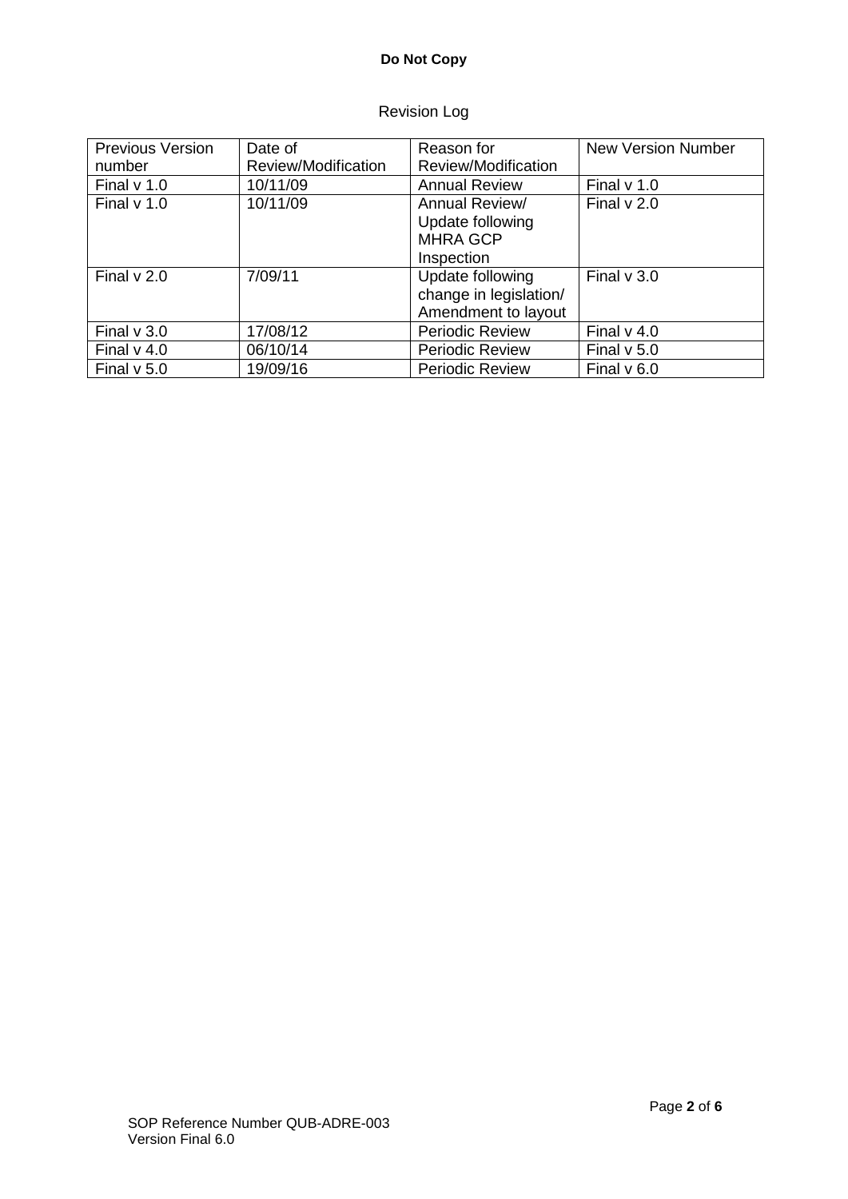**Do Not Copy**

Revision Log

| Previous Version number | Date of Review/Modification | Reason for Review/Modification | New Version Number |
|---|---|---|---|
| Final v 1.0 | 10/11/09 | Annual Review | Final v 1.0 |
| Final v 1.0 | 10/11/09 | Annual Review/ Update following MHRA GCP Inspection | Final v 2.0 |
| Final v 2.0 | 7/09/11 | Update following change in legislation/ Amendment to layout | Final v 3.0 |
| Final v 3.0 | 17/08/12 | Periodic Review | Final v 4.0 |
| Final v 4.0 | 06/10/14 | Periodic Review | Final v 5.0 |
| Final v 5.0 | 19/09/16 | Periodic Review | Final v 6.0 |

SOP Reference Number QUB-ADRE-003
Version Final 6.0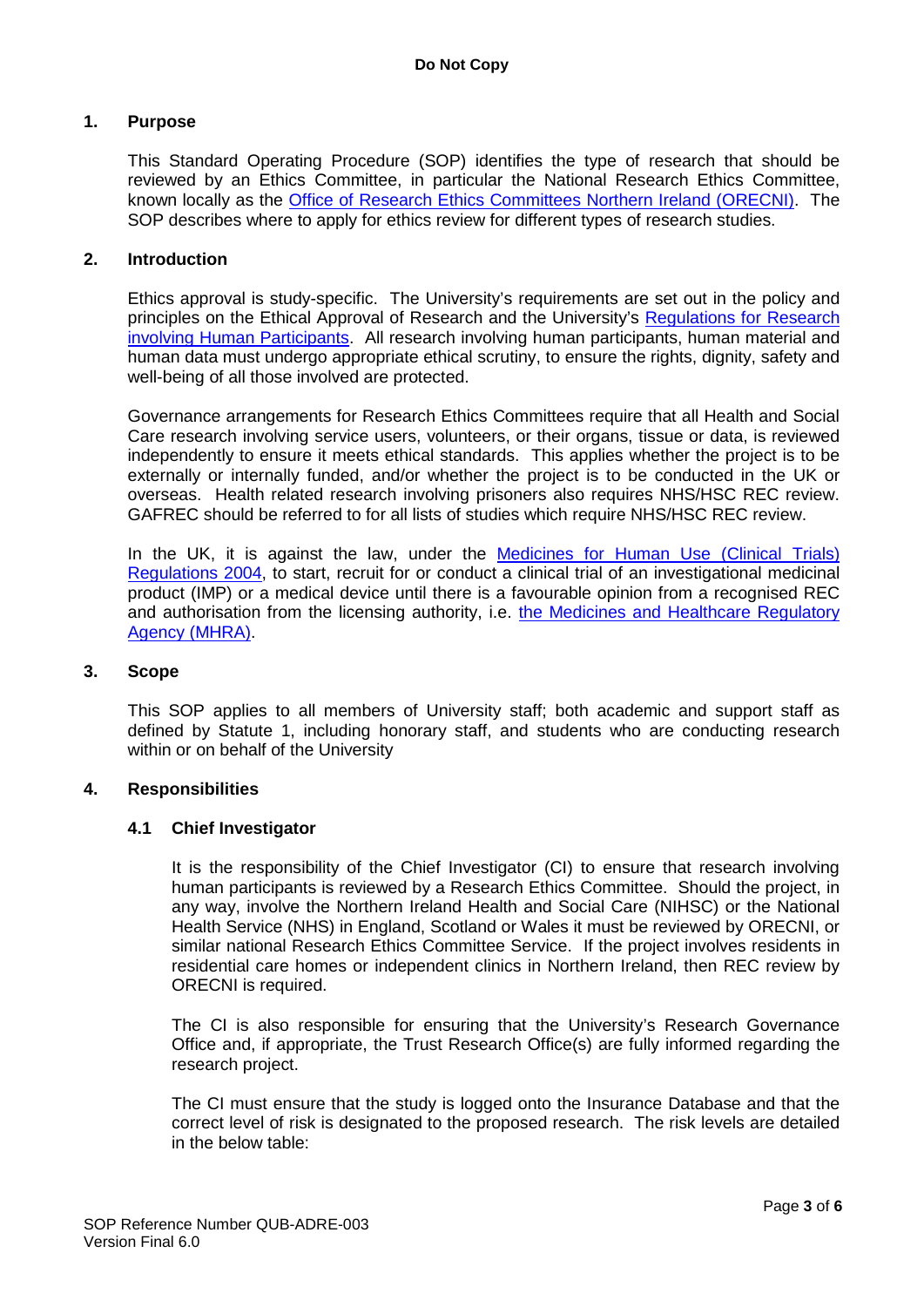## 1. Purpose

This Standard Operating Procedure (SOP) identifies the type of research that should be reviewed by an Ethics Committee, in particular the National Research Ethics Committee, known locally as the Office of Research Ethics Committees Northern Ireland (ORECNI). The SOP describes where to apply for ethics review for different types of research studies.

## 2. Introduction

Ethics approval is study-specific. The University's requirements are set out in the policy and principles on the Ethical Approval of Research and the University's Regulations for Research involving Human Participants. All research involving human participants, human material and human data must undergo appropriate ethical scrutiny, to ensure the rights, dignity, safety and well-being of all those involved are protected.

Governance arrangements for Research Ethics Committees require that all Health and Social Care research involving service users, volunteers, or their organs, tissue or data, is reviewed independently to ensure it meets ethical standards. This applies whether the project is to be externally or internally funded, and/or whether the project is to be conducted in the UK or overseas. Health related research involving prisoners also requires NHS/HSC REC review. GAFREC should be referred to for all lists of studies which require NHS/HSC REC review.

In the UK, it is against the law, under the Medicines for Human Use (Clinical Trials) Regulations 2004, to start, recruit for or conduct a clinical trial of an investigational medicinal product (IMP) or a medical device until there is a favourable opinion from a recognised REC and authorisation from the licensing authority, i.e. the Medicines and Healthcare Regulatory Agency (MHRA).

## 3. Scope

This SOP applies to all members of University staff; both academic and support staff as defined by Statute 1, including honorary staff, and students who are conducting research within or on behalf of the University

## 4. Responsibilities

### 4.1 Chief Investigator

It is the responsibility of the Chief Investigator (CI) to ensure that research involving human participants is reviewed by a Research Ethics Committee. Should the project, in any way, involve the Northern Ireland Health and Social Care (NIHSC) or the National Health Service (NHS) in England, Scotland or Wales it must be reviewed by ORECNI, or similar national Research Ethics Committee Service. If the project involves residents in residential care homes or independent clinics in Northern Ireland, then REC review by ORECNI is required.

The CI is also responsible for ensuring that the University's Research Governance Office and, if appropriate, the Trust Research Office(s) are fully informed regarding the research project.

The CI must ensure that the study is logged onto the Insurance Database and that the correct level of risk is designated to the proposed research. The risk levels are detailed in the below table: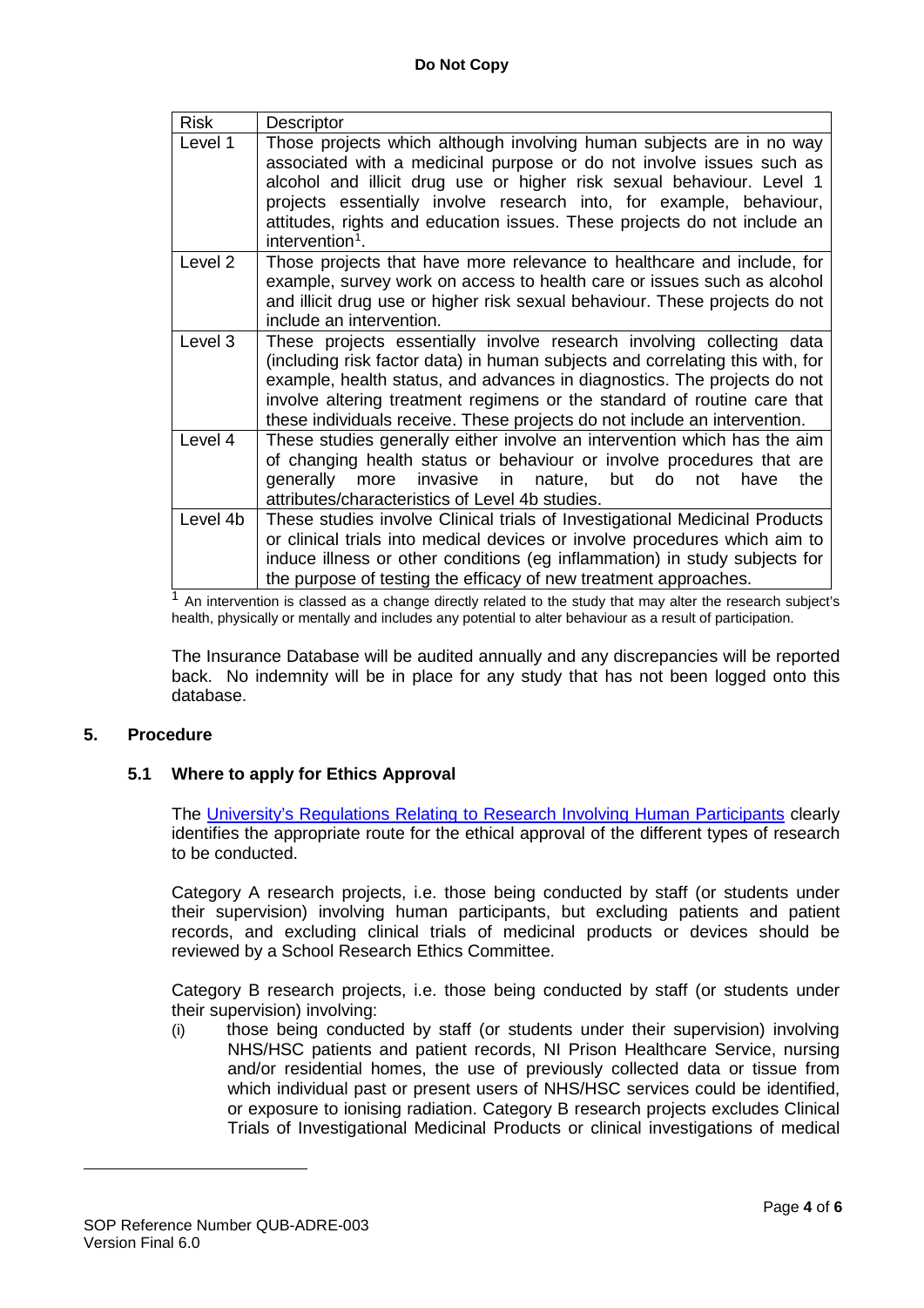| Risk | Descriptor |
|---|---|
| Level 1 | Those projects which although involving human subjects are in no way associated with a medicinal purpose or do not involve issues such as alcohol and illicit drug use or higher risk sexual behaviour. Level 1 projects essentially involve research into, for example, behaviour, attitudes, rights and education issues. These projects do not include an intervention[1]. |
| Level 2 | Those projects that have more relevance to healthcare and include, for example, survey work on access to health care or issues such as alcohol and illicit drug use or higher risk sexual behaviour. These projects do not include an intervention. |
| Level 3 | These projects essentially involve research involving collecting data (including risk factor data) in human subjects and correlating this with, for example, health status, and advances in diagnostics. The projects do not involve altering treatment regimens or the standard of routine care that these individuals receive. These projects do not include an intervention. |
| Level 4 | These studies generally either involve an intervention which has the aim of changing health status or behaviour or involve procedures that are generally more invasive in nature, but do not have the attributes/characteristics of Level 4b studies. |
| Level 4b | These studies involve Clinical trials of Investigational Medicinal Products or clinical trials into medical devices or involve procedures which aim to induce illness or other conditions (eg inflammation) in study subjects for the purpose of testing the efficacy of new treatment approaches. |

[1] An intervention is classed as a change directly related to the study that may alter the research subject's health, physically or mentally and includes any potential to alter behaviour as a result of participation.

The Insurance Database will be audited annually and any discrepancies will be reported back. No indemnity will be in place for any study that has not been logged onto this database.

## 5. Procedure

### 5.1 Where to apply for Ethics Approval

The University's Regulations Relating to Research Involving Human Participants clearly identifies the appropriate route for the ethical approval of the different types of research to be conducted.

Category A research projects, i.e. those being conducted by staff (or students under their supervision) involving human participants, but excluding patients and patient records, and excluding clinical trials of medicinal products or devices should be reviewed by a School Research Ethics Committee.

Category B research projects, i.e. those being conducted by staff (or students under their supervision) involving:

(i) those being conducted by staff (or students under their supervision) involving NHS/HSC patients and patient records, NI Prison Healthcare Service, nursing and/or residential homes, the use of previously collected data or tissue from which individual past or present users of NHS/HSC services could be identified, or exposure to ionising radiation. Category B research projects excludes Clinical Trials of Investigational Medicinal Products or clinical investigations of medical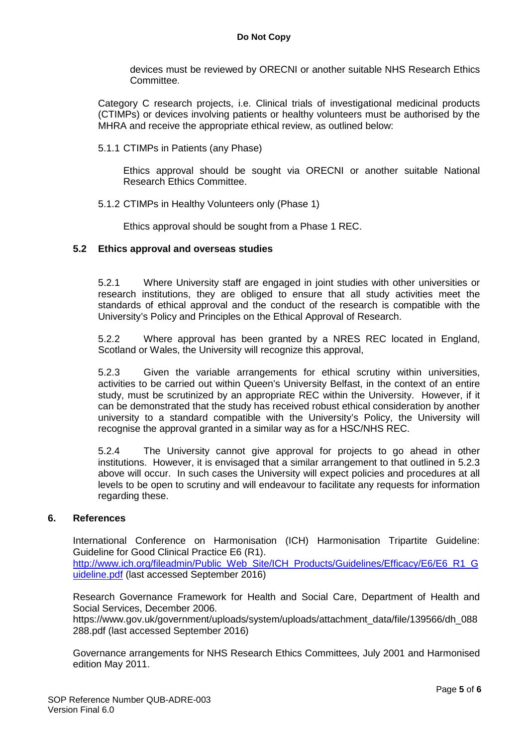devices must be reviewed by ORECNI or another suitable NHS Research Ethics Committee.

Category C research projects, i.e. Clinical trials of investigational medicinal products (CTIMPs) or devices involving patients or healthy volunteers must be authorised by the MHRA and receive the appropriate ethical review, as outlined below:

5.1.1 CTIMPs in Patients (any Phase)

Ethics approval should be sought via ORECNI or another suitable National Research Ethics Committee.

5.1.2 CTIMPs in Healthy Volunteers only (Phase 1)

Ethics approval should be sought from a Phase 1 REC.

### 5.2 Ethics approval and overseas studies

5.2.1 Where University staff are engaged in joint studies with other universities or research institutions, they are obliged to ensure that all study activities meet the standards of ethical approval and the conduct of the research is compatible with the University's Policy and Principles on the Ethical Approval of Research.

5.2.2 Where approval has been granted by a NRES REC located in England, Scotland or Wales, the University will recognize this approval,

5.2.3 Given the variable arrangements for ethical scrutiny within universities, activities to be carried out within Queen's University Belfast, in the context of an entire study, must be scrutinized by an appropriate REC within the University. However, if it can be demonstrated that the study has received robust ethical consideration by another university to a standard compatible with the University's Policy, the University will recognise the approval granted in a similar way as for a HSC/NHS REC.

5.2.4 The University cannot give approval for projects to go ahead in other institutions. However, it is envisaged that a similar arrangement to that outlined in 5.2.3 above will occur. In such cases the University will expect policies and procedures at all levels to be open to scrutiny and will endeavour to facilitate any requests for information regarding these.

## 6. References

International Conference on Harmonisation (ICH) Harmonisation Tripartite Guideline: Guideline for Good Clinical Practice E6 (R1).
http://www.ich.org/fileadmin/Public_Web_Site/ICH_Products/Guidelines/Efficacy/E6/E6_R1_Guideline.pdf (last accessed September 2016)

Research Governance Framework for Health and Social Care, Department of Health and Social Services, December 2006.
https://www.gov.uk/government/uploads/system/uploads/attachment_data/file/139566/dh_088288.pdf (last accessed September 2016)

Governance arrangements for NHS Research Ethics Committees, July 2001 and Harmonised edition May 2011.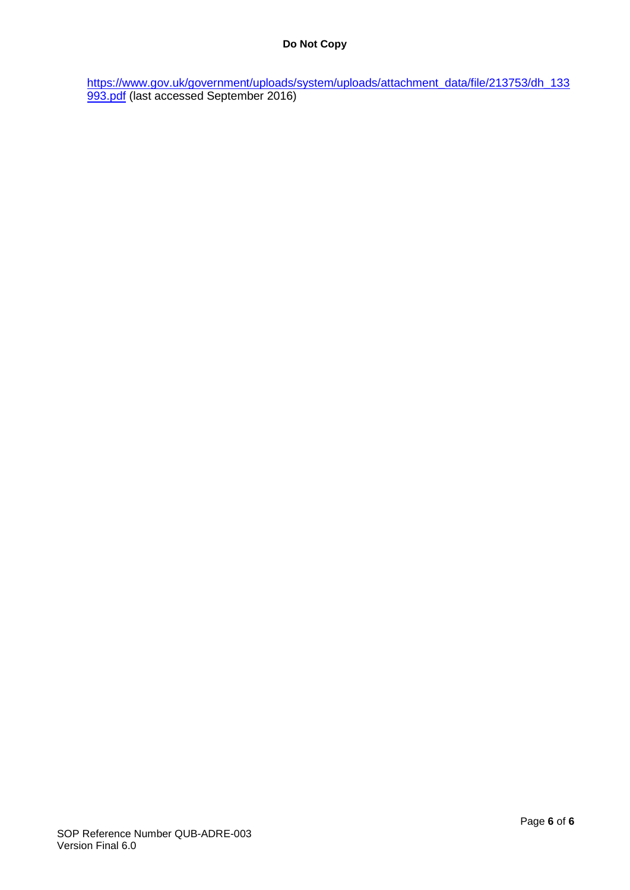https://www.gov.uk/government/uploads/system/uploads/attachment_data/file/213753/dh_133993.pdf (last accessed September 2016)